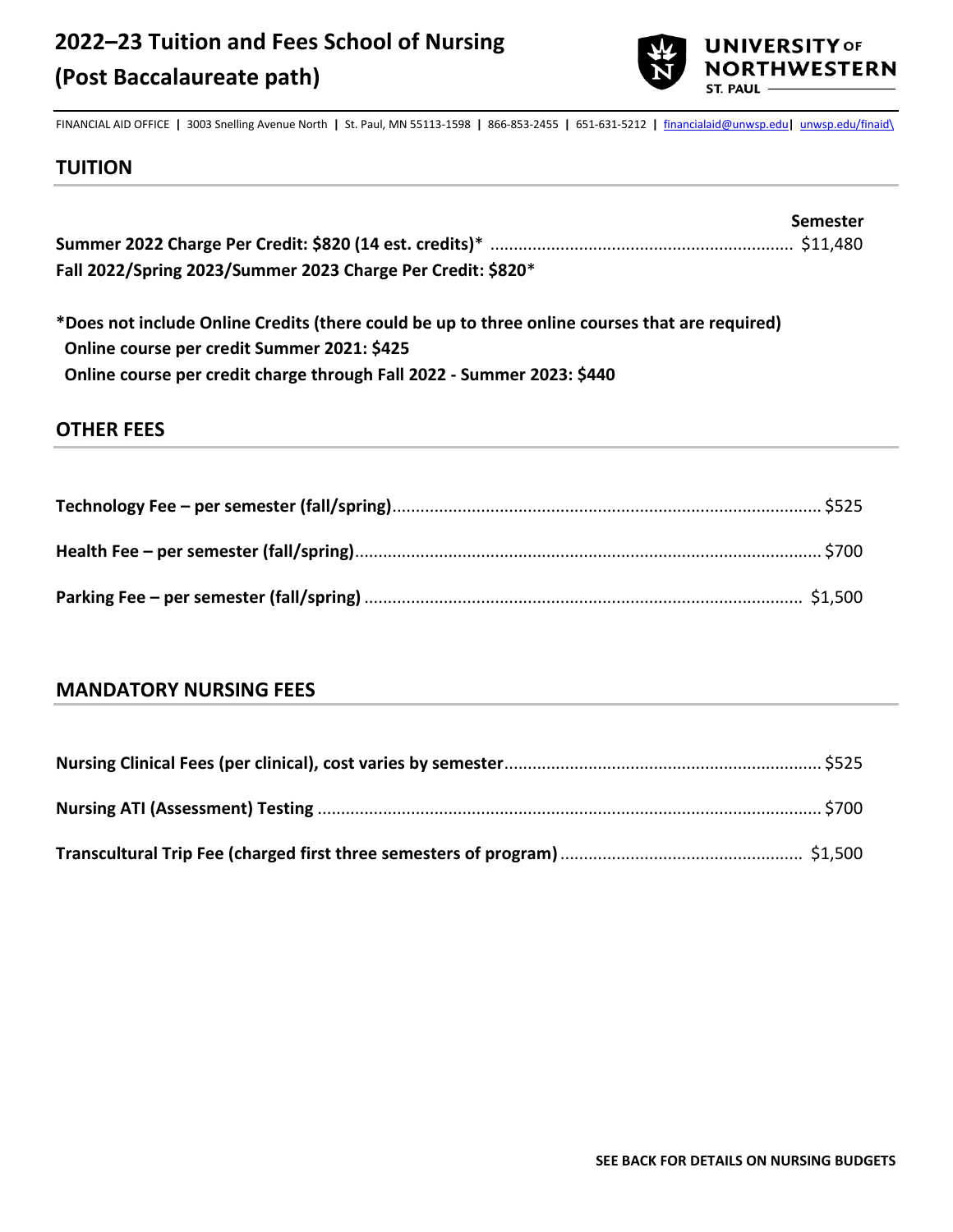# 2022–23 Tuition and Fees School of Nursing (Post Baccalaureate path)

UNIVERSITY OF NORTHWESTERN ST. PAUL

FINANCIAL AID OFFICE | 3003 Snelling Avenue North | St. Paul, MN 55113-1598 | 866-853-2455 | 651-631-5212 | financialaid@unwsp.edu | unwsp.edu/finaid\

## TUITION

| | Semester |
|---|---|
| **Summer 2022 Charge Per Credit: $820 (14 est. credits)*** | $11,480 |
| **Fall 2022/Spring 2023/Summer 2023 Charge Per Credit: $820*** | |

**\*Does not include Online Credits (there could be up to three online courses that are required)**
**Online course per credit Summer 2021: $425**
**Online course per credit charge through Fall 2022 - Summer 2023: $440**

## OTHER FEES

| | |
|---|---|
| **Technology Fee – per semester (fall/spring)** | $525 |
| **Health Fee – per semester (fall/spring)** | $700 |
| **Parking Fee – per semester (fall/spring)** | $1,500 |

## MANDATORY NURSING FEES

| | |
|---|---|
| **Nursing Clinical Fees (per clinical), cost varies by semester** | $525 |
| **Nursing ATI (Assessment) Testing** | $700 |
| **Transcultural Trip Fee (charged first three semesters of program)** | $1,500 |

**SEE BACK FOR DETAILS ON NURSING BUDGETS**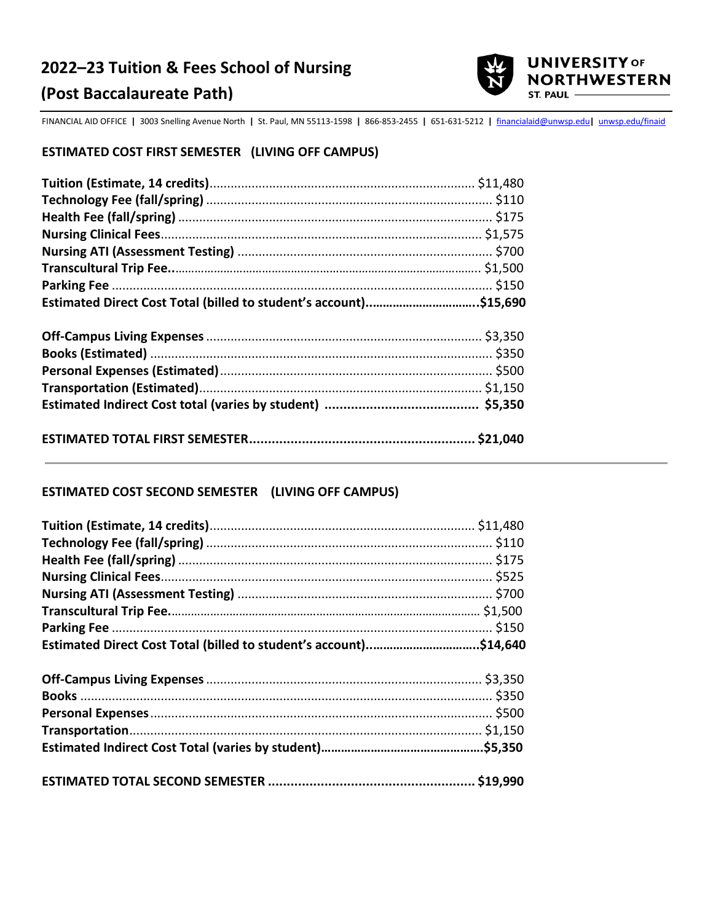# 2022–23 Tuition & Fees School of Nursing (Post Baccalaureate Path)

UNIVERSITY OF NORTHWESTERN ST. PAUL

FINANCIAL AID OFFICE | 3003 Snelling Avenue North | St. Paul, MN 55113-1598 | 866-853-2455 | 651-631-5212 | financialaid@unwsp.edu | unwsp.edu/finaid

## ESTIMATED COST FIRST SEMESTER (LIVING OFF CAMPUS)

**Tuition (Estimate, 14 credits)**............................................................................ $11,480
**Technology Fee (fall/spring)** ................................................................................. $110
**Health Fee (fall/spring)** ......................................................................................... $175
**Nursing Clinical Fees**........................................................................................... $1,575
**Nursing ATI (Assessment Testing)** ........................................................................ $700
**Transcultural Trip Fee.**.......................................................................................... $1,500
**Parking Fee** ........................................................................................................... $150
**Estimated Direct Cost Total (billed to student's account)...............................$15,690**

**Off-Campus Living Expenses** .............................................................................. $3,350
**Books (Estimated)** ................................................................................................. $350
**Personal Expenses (Estimated)** ............................................................................. $500
**Transportation (Estimated)**................................................................................. $1,150
**Estimated Indirect Cost total (varies by student) ......................................... $5,350**

**ESTIMATED TOTAL FIRST SEMESTER........................................................... $21,040**

## ESTIMATED COST SECOND SEMESTER (LIVING OFF CAMPUS)

**Tuition (Estimate, 14 credits)**............................................................................ $11,480
**Technology Fee (fall/spring)** ................................................................................. $110
**Health Fee (fall/spring)** ......................................................................................... $175
**Nursing Clinical Fees**............................................................................................. $525
**Nursing ATI (Assessment Testing)** ........................................................................ $700
**Transcultural Trip Fee.**.......................................................................................... $1,500
**Parking Fee** ........................................................................................................... $150
**Estimated Direct Cost Total (billed to student's account)...............................$14,640**

**Off-Campus Living Expenses** .............................................................................. $3,350
**Books** ..................................................................................................................... $350
**Personal Expenses**................................................................................................. $500
**Transportation**.................................................................................................... $1,150
**Estimated Indirect Cost Total (varies by student).............................................$5,350**

**ESTIMATED TOTAL SECOND SEMESTER ...................................................... $19,990**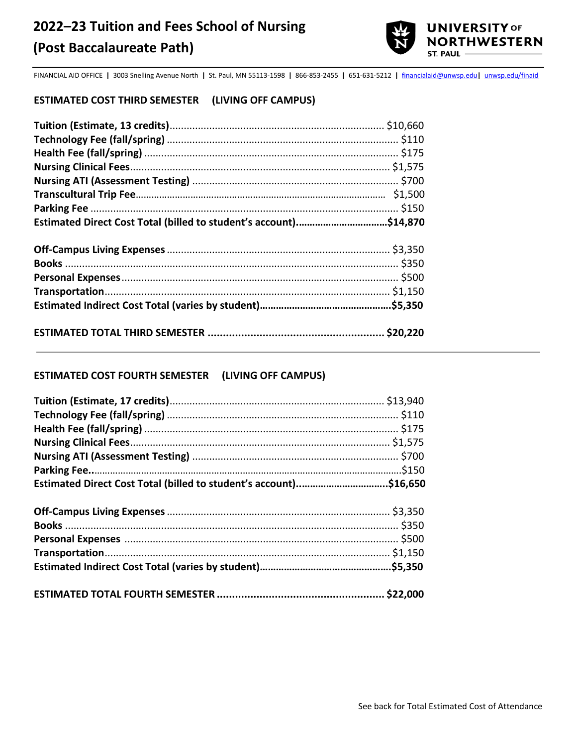# 2022–23 Tuition and Fees School of Nursing (Post Baccalaureate Path)

UNIVERSITY OF NORTHWESTERN ST. PAUL

FINANCIAL AID OFFICE | 3003 Snelling Avenue North | St. Paul, MN 55113-1598 | 866-853-2455 | 651-631-5212 | financialaid@unwsp.edu | unwsp.edu/finaid

## ESTIMATED COST THIRD SEMESTER (LIVING OFF CAMPUS)

| Item | Amount |
|---|---|
| **Tuition (Estimate, 13 credits)** | $10,660 |
| **Technology Fee (fall/spring)** | $110 |
| **Health Fee (fall/spring)** | $175 |
| **Nursing Clinical Fees** | $1,575 |
| **Nursing ATI (Assessment Testing)** | $700 |
| **Transcultural Trip Fee** | $1,500 |
| **Parking Fee** | $150 |
| **Estimated Direct Cost Total (billed to student's account)** | **$14,870** |
| **Off-Campus Living Expenses** | $3,350 |
| **Books** | $350 |
| **Personal Expenses** | $500 |
| **Transportation** | $1,150 |
| **Estimated Indirect Cost Total (varies by student)** | **$5,350** |
| **ESTIMATED TOTAL THIRD SEMESTER** | **$20,220** |

## ESTIMATED COST FOURTH SEMESTER (LIVING OFF CAMPUS)

| Item | Amount |
|---|---|
| **Tuition (Estimate, 17 credits)** | $13,940 |
| **Technology Fee (fall/spring)** | $110 |
| **Health Fee (fall/spring)** | $175 |
| **Nursing Clinical Fees** | $1,575 |
| **Nursing ATI (Assessment Testing)** | $700 |
| **Parking Fee** | $150 |
| **Estimated Direct Cost Total (billed to student's account)** | **$16,650** |
| **Off-Campus Living Expenses** | $3,350 |
| **Books** | $350 |
| **Personal Expenses** | $500 |
| **Transportation** | $1,150 |
| **Estimated Indirect Cost Total (varies by student)** | **$5,350** |
| **ESTIMATED TOTAL FOURTH SEMESTER** | **$22,000** |

See back for Total Estimated Cost of Attendance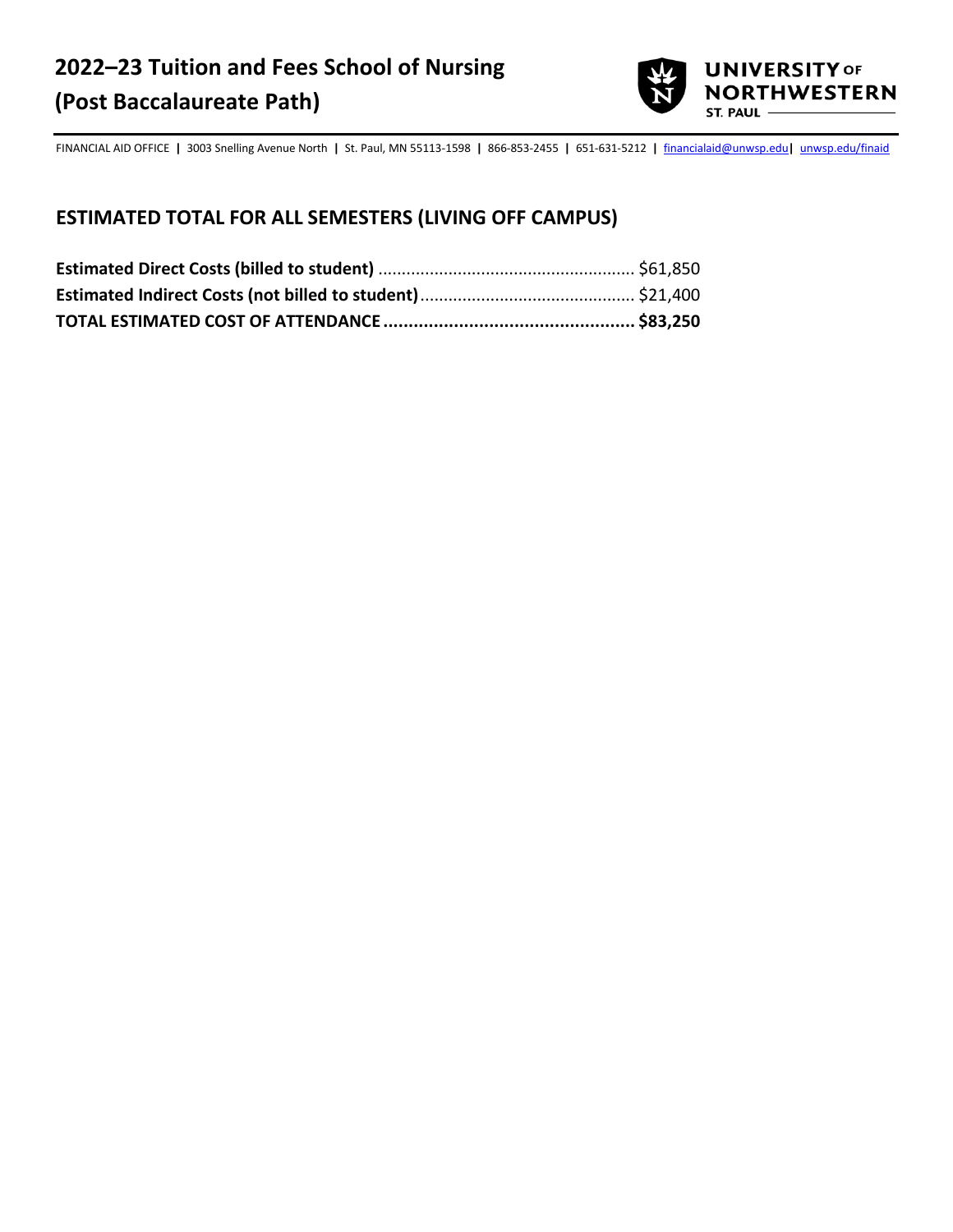# 2022–23 Tuition and Fees School of Nursing (Post Baccalaureate Path)

FINANCIAL AID OFFICE | 3003 Snelling Avenue North | St. Paul, MN 55113-1598 | 866-853-2455 | 651-631-5212 | financialaid@unwsp.edu | unwsp.edu/finaid

## ESTIMATED TOTAL FOR ALL SEMESTERS (LIVING OFF CAMPUS)

| | |
|---|---|
| **Estimated Direct Costs (billed to student)** | $61,850 |
| **Estimated Indirect Costs (not billed to student)** | $21,400 |
| **TOTAL ESTIMATED COST OF ATTENDANCE** | **$83,250** |